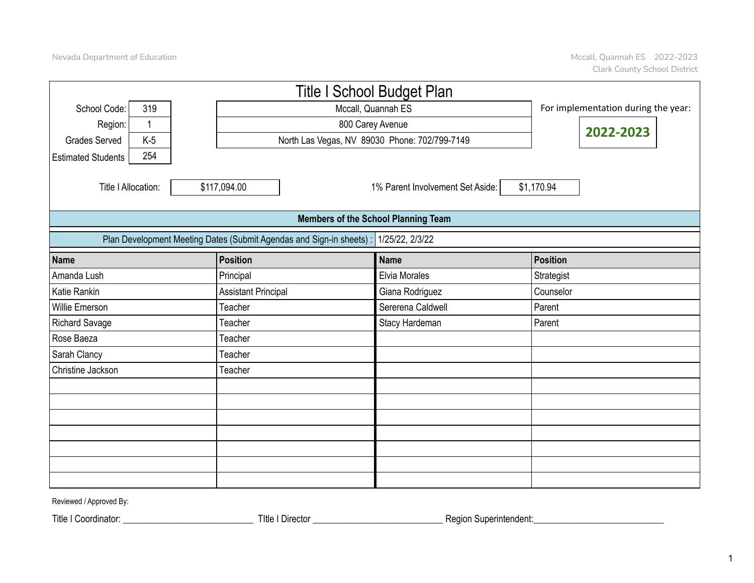# Title I School Budget Plan

| | |
|---|---|
| School Code: | 319 |
| Region: | 1 |
| Grades Served | K-5 |
| Estimated Students | 254 |

Mccall, Quannah ES
800 Carey Avenue
North Las Vegas, NV 89030 Phone: 702/799-7149

For implementation during the year: **2022-2023**

Title I Allocation: $117,094.00

1% Parent Involvement Set Aside: $1,170.94

## Members of the School Planning Team

Plan Development Meeting Dates (Submit Agendas and Sign-in sheets) : 1/25/22, 2/3/22

| Name | Position | Name | Position |
|---|---|---|---|
| Amanda Lush | Principal | Elvia Morales | Strategist |
| Katie Rankin | Assistant Principal | Giana Rodriguez | Counselor |
| Willie Emerson | Teacher | Sererena Caldwell | Parent |
| Richard Savage | Teacher | Stacy Hardeman | Parent |
| Rose Baeza | Teacher | | |
| Sarah Clancy | Teacher | | |
| Christine Jackson | Teacher | | |
| | | | |
| | | | |
| | | | |
| | | | |
| | | | |
| | | | |
| | | | |

Reviewed / Approved By:

Title I Coordinator: ___________________________ TItle I Director ___________________________ Region Superintendent:___________________________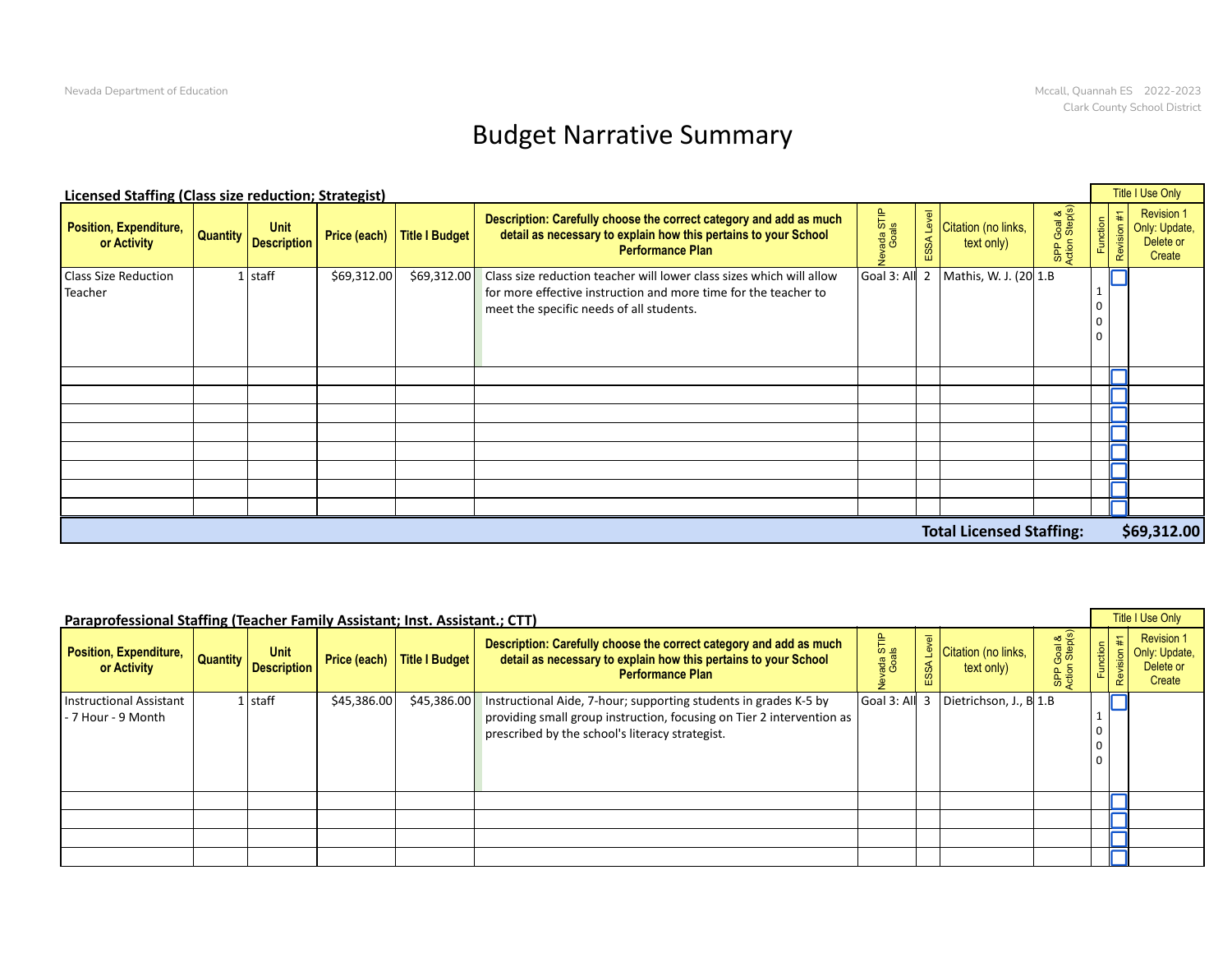# Budget Narrative Summary

### Licensed Staffing (Class size reduction; Strategist)

| Position, Expenditure, or Activity | Quantity | Unit Description | Price (each) | Title I Budget | Description: Carefully choose the correct category and add as much detail as necessary to explain how this pertains to your School Performance Plan | Nevada STIP Goals | ESSA Level | Citation (no links, text only) | SPP Goal & Action Step(s) | Function | Revision #1 | Revision 1 Only: Update, Delete or Create |
|---|---|---|---|---|---|---|---|---|---|---|---|---|
| Class Size Reduction Teacher | 1 | staff | $69,312.00 | $69,312.00 | Class size reduction teacher will lower class sizes which will allow for more effective instruction and more time for the teacher to meet the specific needs of all students. | Goal 3: All | 2 | Mathis, W. J. (20 | 1.B | 1000 | ☐ | |
| | | | | | | | | | | | ☐ | |
| | | | | | | | | | | | ☐ | |
| | | | | | | | | | | | ☐ | |
| | | | | | | | | | | | ☐ | |
| | | | | | | | | | | | ☐ | |
| | | | | | | | | | | | ☐ | |
| | | | | | | | | | | | ☐ | |
| | | | | | | | | | | | ☐ | |
| | | | | | | | **Total Licensed Staffing:** | | | | | **$69,312.00** |

Title I Use Only: Function, Revision #1, Revision 1 Only: Update, Delete or Create

### Paraprofessional Staffing (Teacher Family Assistant; Inst. Assistant.; CTT)

| Position, Expenditure, or Activity | Quantity | Unit Description | Price (each) | Title I Budget | Description: Carefully choose the correct category and add as much detail as necessary to explain how this pertains to your School Performance Plan | Nevada STIP Goals | ESSA Level | Citation (no links, text only) | SPP Goal & Action Step(s) | Function | Revision #1 | Revision 1 Only: Update, Delete or Create |
|---|---|---|---|---|---|---|---|---|---|---|---|---|
| Instructional Assistant - 7 Hour - 9 Month | 1 | staff | $45,386.00 | $45,386.00 | Instructional Aide, 7-hour; supporting students in grades K-5 by providing small group instruction, focusing on Tier 2 intervention as prescribed by the school's literacy strategist. | Goal 3: All | 3 | Dietrichson, J., B | 1.B | 1000 | ☐ | |
| | | | | | | | | | | | ☐ | |
| | | | | | | | | | | | ☐ | |
| | | | | | | | | | | | ☐ | |
| | | | | | | | | | | | ☐ | |

Title I Use Only: Function, Revision #1, Revision 1 Only: Update, Delete or Create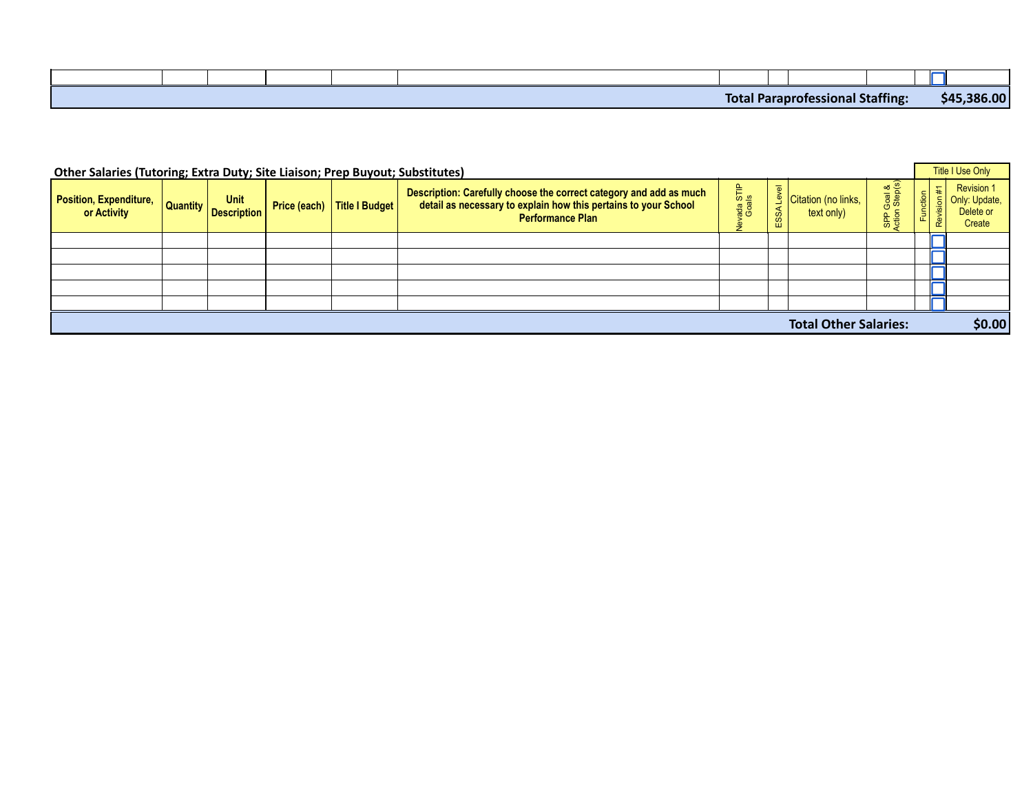| | | | | | | | | | | | | |
|---|---|---|---|---|---|---|---|---|---|---|---|---|
| | | | | | | | | | | | ☐ | |
| **Total Paraprofessional Staffing:** | | | | | | | | | | | | **$45,386.00** |

**Other Salaries (Tutoring; Extra Duty; Site Liaison; Prep Buyout; Substitutes)**

| Position, Expenditure, or Activity | Quantity | Unit Description | Price (each) | Title I Budget | Description: Carefully choose the correct category and add as much detail as necessary to explain how this pertains to your School Performance Plan | Nevada STIP Goals | ESSA Level | Citation (no links, text only) | SPP Goal & Action Step(s) | Title I Use Only<br>Function | Title I Use Only<br>Revision #1 | Title I Use Only<br>Revision 1 Only: Update, Delete or Create |
|---|---|---|---|---|---|---|---|---|---|---|---|---|
| | | | | | | | | | | | ☐ | |
| | | | | | | | | | | | ☐ | |
| | | | | | | | | | | | ☐ | |
| | | | | | | | | | | | ☐ | |
| | | | | | | | | | | | ☐ | |
| **Total Other Salaries:** | | | | | | | | | | | | **$0.00** |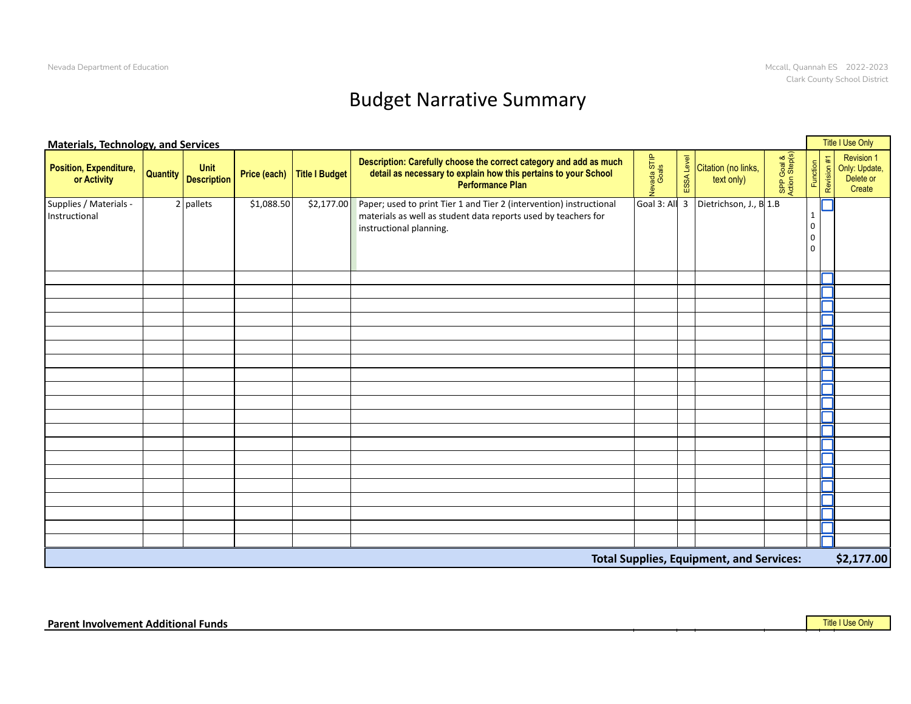# Budget Narrative Summary

**Materials, Technology, and Services**

| Position, Expenditure, or Activity | Quantity | Unit Description | Price (each) | Title I Budget | Description: Carefully choose the correct category and add as much detail as necessary to explain how this pertains to your School Performance Plan | Nevada STIP Goals | ESSA Level | Citation (no links, text only) | SPP Goal & Action Step(s) | Function | Revision #1 | Title I Use Only: Revision 1 Only: Update, Delete or Create |
|---|---|---|---|---|---|---|---|---|---|---|---|---|
| Supplies / Materials - Instructional | 2 | pallets | $1,088.50 | $2,177.00 | Paper; used to print Tier 1 and Tier 2 (intervention) instructional materials as well as student data reports used by teachers for instructional planning. | Goal 3: All | 3 | Dietrichson, J., B | 1.B | 1000 | ☐ | |
| | | | | | | | | | | | ☐ | |
| | | | | | | | | | | | ☐ | |
| | | | | | | | | | | | ☐ | |
| | | | | | | | | | | | ☐ | |
| | | | | | | | | | | | ☐ | |
| | | | | | | | | | | | ☐ | |
| | | | | | | | | | | | ☐ | |
| | | | | | | | | | | | ☐ | |
| | | | | | | | | | | | ☐ | |
| | | | | | | | | | | | ☐ | |
| | | | | | | | | | | | ☐ | |
| | | | | | | | | | | | ☐ | |
| | | | | | | | | | | | ☐ | |
| | | | | | | | | | | | ☐ | |
| | | | | | | | | | | | ☐ | |
| | | | | | | | | | | | ☐ | |
| | | | | | | | | | | | ☐ | |
| | | | | | | | | | | | ☐ | |
| | | | | | | | | | | | ☐ | |
| | | | | | | | | | | | ☐ | |

**Total Supplies, Equipment, and Services: $2,177.00**

**Parent Involvement Additional Funds**

Title I Use Only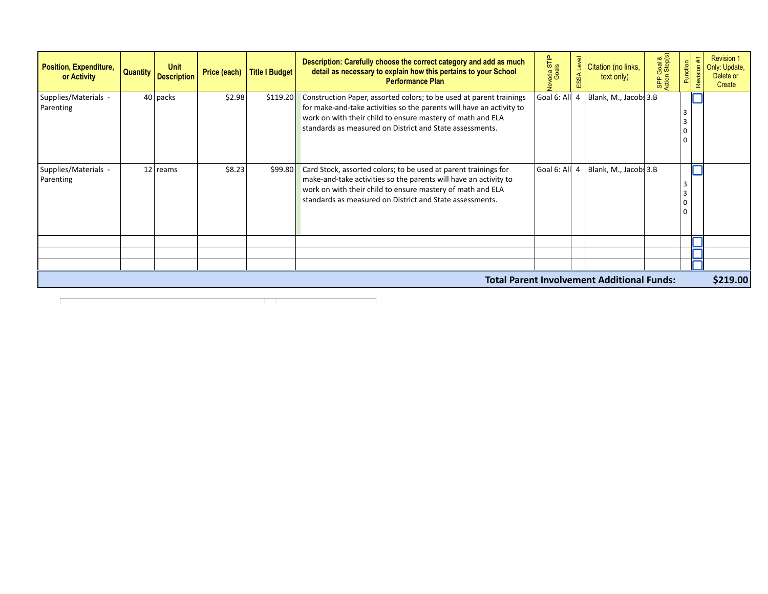| Position, Expenditure, or Activity | Quantity | Unit Description | Price (each) | Title I Budget | Description: Carefully choose the correct category and add as much detail as necessary to explain how this pertains to your School Performance Plan | Nevada STIP Goals | ESSA Level | Citation (no links, text only) | SPP Goal & Action Step(s) | Function | Revision #1 | Revision 1 Only: Update, Delete or Create |
|---|---|---|---|---|---|---|---|---|---|---|---|---|
| Supplies/Materials - Parenting | 40 | packs | $2.98 | $119.20 | Construction Paper, assorted colors; to be used at parent trainings for make-and-take activities so the parents will have an activity to work on with their child to ensure mastery of math and ELA standards as measured on District and State assessments. | Goal 6: All | 4 | Blank, M., Jacobs | 3.B | 3300 | ☐ | |
| Supplies/Materials - Parenting | 12 | reams | $8.23 | $99.80 | Card Stock, assorted colors; to be used at parent trainings for make-and-take activities so the parents will have an activity to work on with their child to ensure mastery of math and ELA standards as measured on District and State assessments. | Goal 6: All | 4 | Blank, M., Jacobs | 3.B | 3300 | ☐ | |
| | | | | | | | | | | | ☐ | |
| | | | | | | | | | | | ☐ | |
| | | | | | | | | | | | ☐ | |
| **Total Parent Involvement Additional Funds:** | | | | | | | | | | | | **$219.00** |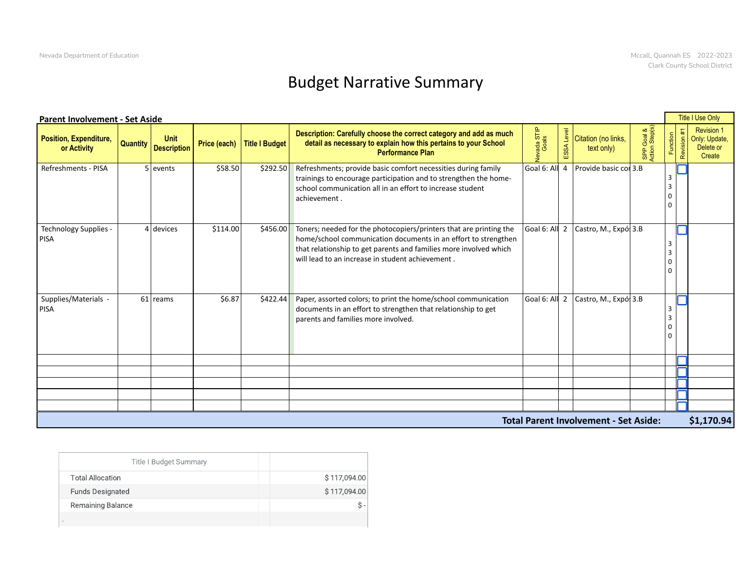# Budget Narrative Summary

**Parent Involvement - Set Aside**

| Position, Expenditure, or Activity | Quantity | Unit Description | Price (each) | Title I Budget | Description: Carefully choose the correct category and add as much detail as necessary to explain how this pertains to your School Performance Plan | Nevada STIP Goals | ESSA Level | Citation (no links, text only) | SPP Goal & Action Step(s) | Function | Revision #1 | Title I Use Only: Revision 1 Only: Update, Delete or Create |
|---|---|---|---|---|---|---|---|---|---|---|---|---|
| Refreshments - PISA | 5 | events | $58.50 | $292.50 | Refreshments; provide basic comfort necessities during family trainings to encourage participation and to strengthen the home-school communication all in an effort to increase student achievement . | Goal 6: All | 4 | Provide basic co | 3.B | 3300 | ☐ | |
| Technology Supplies - PISA | 4 | devices | $114.00 | $456.00 | Toners; needed for the photocopiers/printers that are printing the home/school communication documents in an effort to strengthen that relationship to get parents and families more involved which will lead to an increase in student achievement . | Goal 6: All | 2 | Castro, M., Expó | 3.B | 3300 | ☐ | |
| Supplies/Materials - PISA | 61 | reams | $6.87 | $422.44 | Paper, assorted colors; to print the home/school communication documents in an effort to strengthen that relationship to get parents and families more involved. | Goal 6: All | 2 | Castro, M., Expó | 3.B | 3300 | ☐ | |
| | | | | | | | | | | | ☐ | |
| | | | | | | | | | | | ☐ | |
| | | | | | | | | | | | ☐ | |
| | | | | | | | | | | | ☐ | |
| | | | | | | | | | | | ☐ | |

**Total Parent Involvement - Set Aside: $1,170.94**

| Title I Budget Summary | | |
|---|---|---|
| Total Allocation | | $ 117,094.00 |
| Funds Designated | | $ 117,094.00 |
| Remaining Balance | | $ - |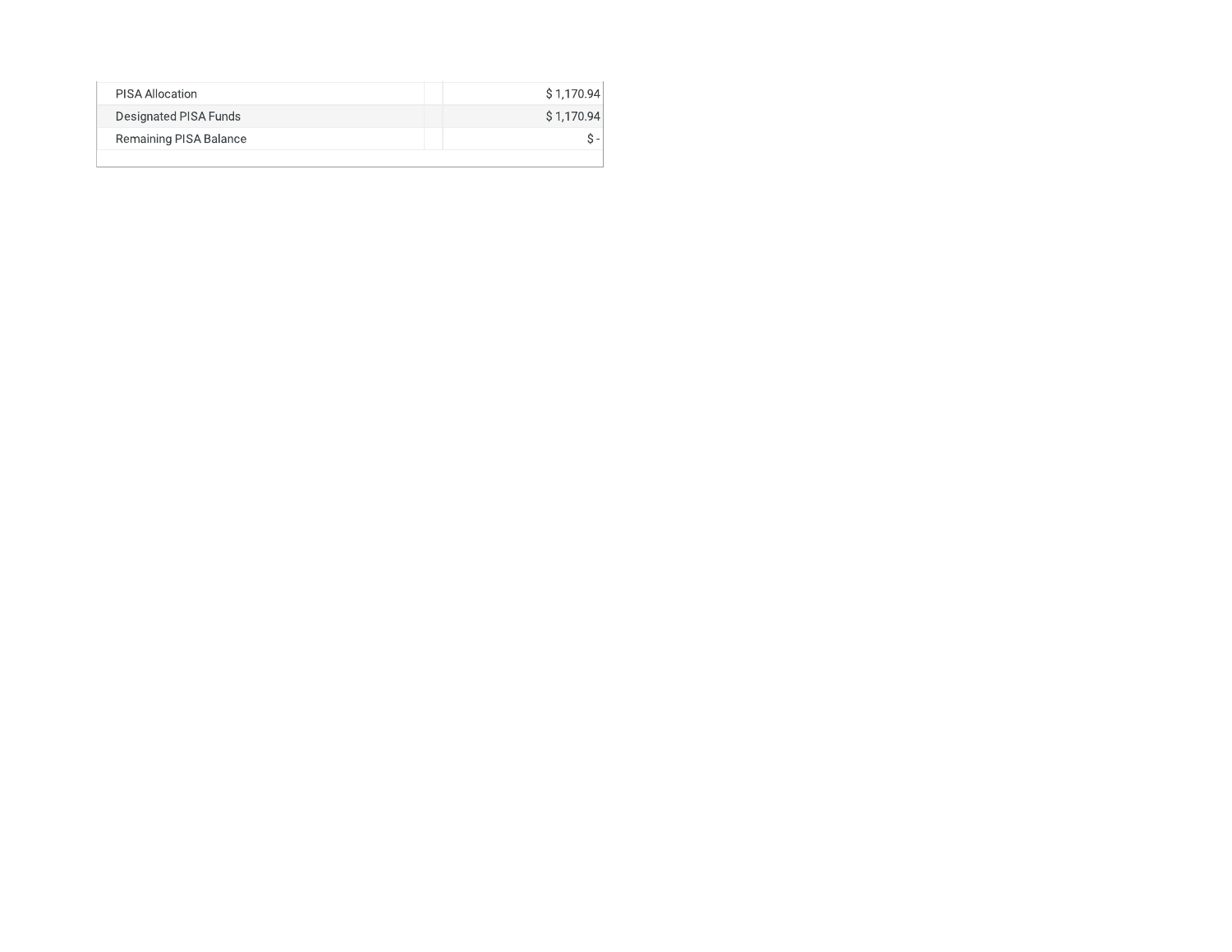| | | |
|---|---|---|
| PISA Allocation | | $ 1,170.94 |
| Designated PISA Funds | | $ 1,170.94 |
| Remaining PISA Balance | | $ - |